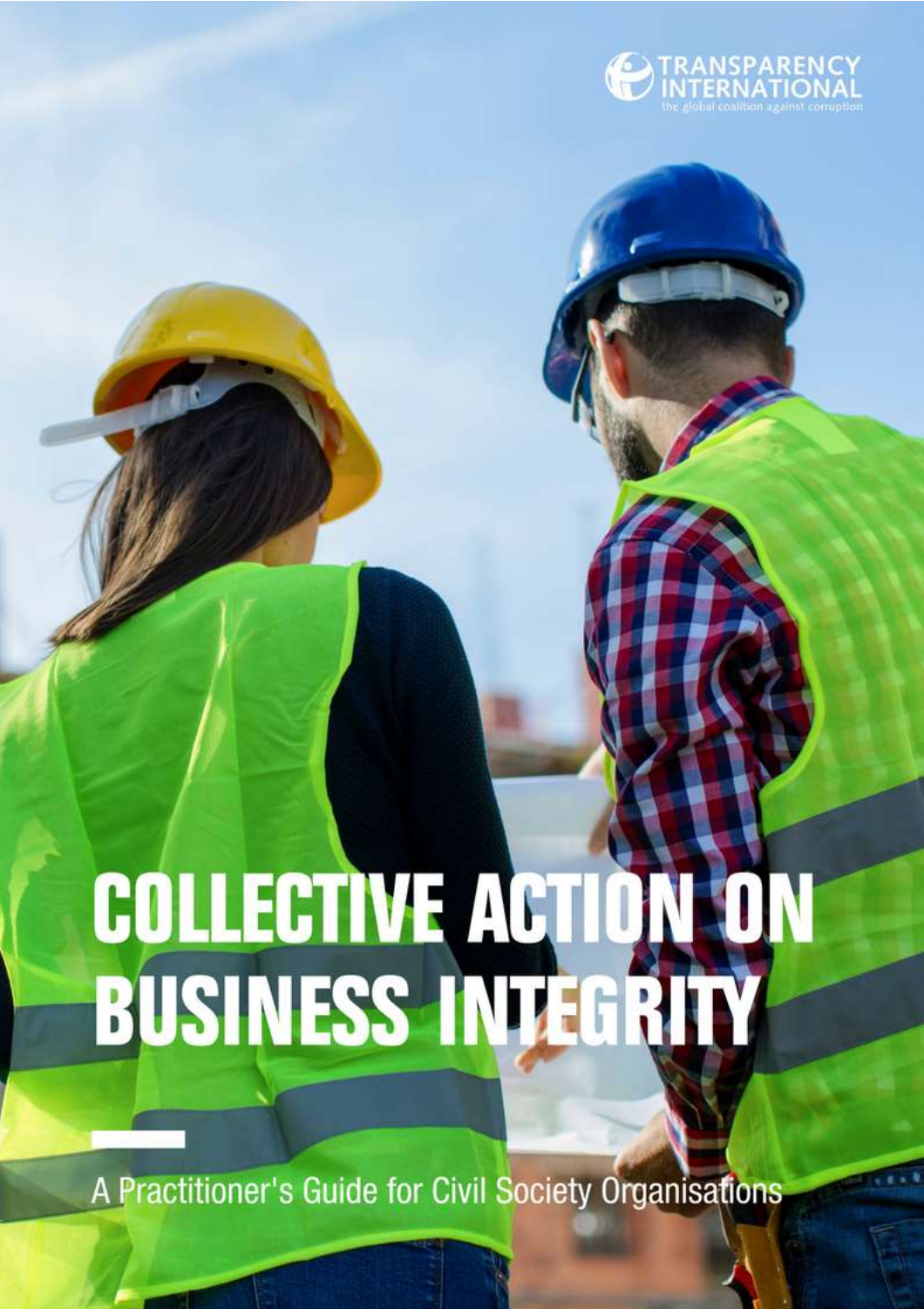TRANSPARENCY INTERNATIONAL

the global coalition against corruption

# COLLECTIVE ACTION ON BUSINESS INTEGRITY

A Practitioner's Guide for Civil Society Organisations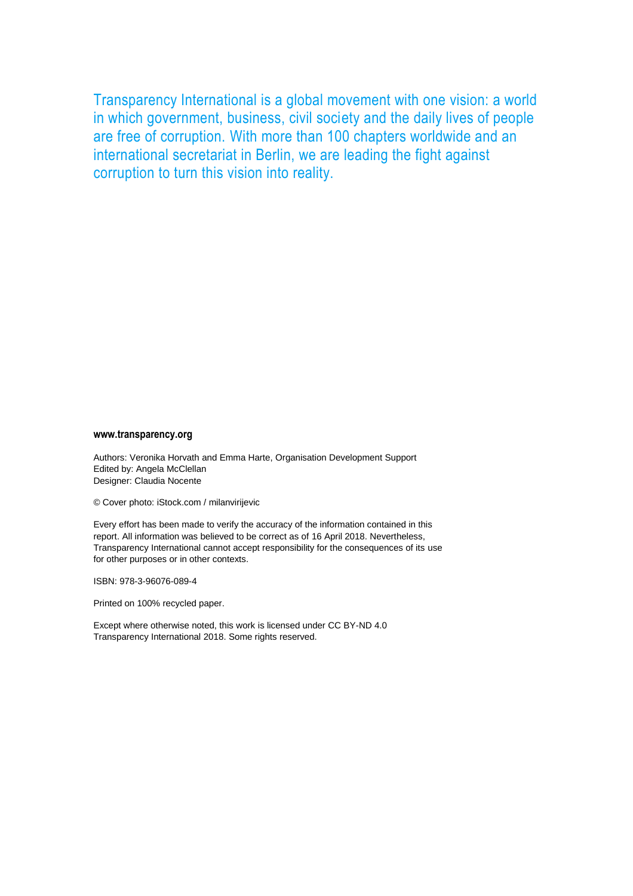Transparency International is a global movement with one vision: a world in which government, business, civil society and the daily lives of people are free of corruption. With more than 100 chapters worldwide and an international secretariat in Berlin, we are leading the fight against corruption to turn this vision into reality.

**www.transparency.org**

Authors: Veronika Horvath and Emma Harte, Organisation Development Support
Edited by: Angela McClellan
Designer: Claudia Nocente

© Cover photo: iStock.com / milanvirijevic

Every effort has been made to verify the accuracy of the information contained in this report. All information was believed to be correct as of 16 April 2018. Nevertheless, Transparency International cannot accept responsibility for the consequences of its use for other purposes or in other contexts.

ISBN: 978-3-96076-089-4

Printed on 100% recycled paper.

Except where otherwise noted, this work is licensed under CC BY-ND 4.0
Transparency International 2018. Some rights reserved.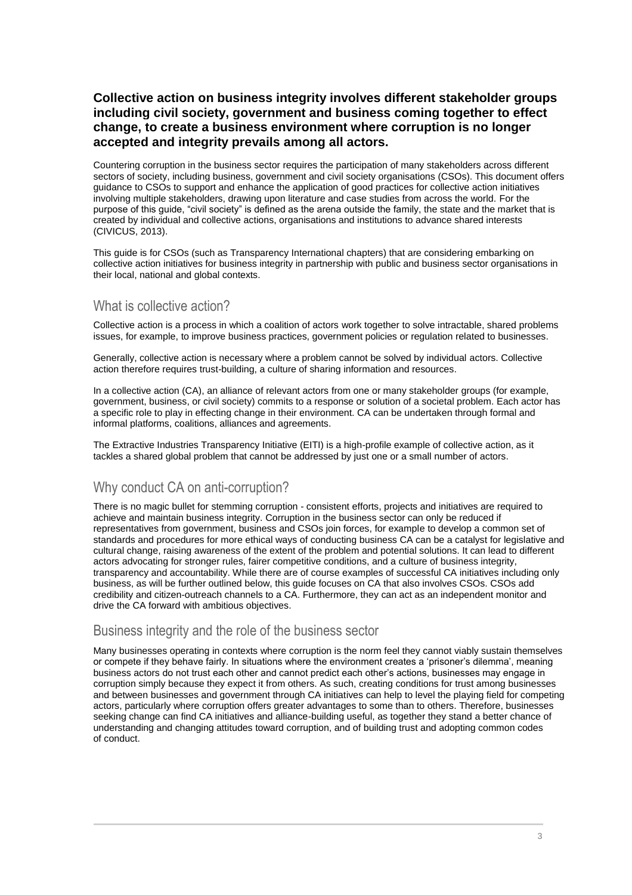**Collective action on business integrity involves different stakeholder groups including civil society, government and business coming together to effect change, to create a business environment where corruption is no longer accepted and integrity prevails among all actors.**

Countering corruption in the business sector requires the participation of many stakeholders across different sectors of society, including business, government and civil society organisations (CSOs). This document offers guidance to CSOs to support and enhance the application of good practices for collective action initiatives involving multiple stakeholders, drawing upon literature and case studies from across the world. For the purpose of this guide, "civil society" is defined as the arena outside the family, the state and the market that is created by individual and collective actions, organisations and institutions to advance shared interests (CIVICUS, 2013).

This guide is for CSOs (such as Transparency International chapters) that are considering embarking on collective action initiatives for business integrity in partnership with public and business sector organisations in their local, national and global contexts.

## What is collective action?

Collective action is a process in which a coalition of actors work together to solve intractable, shared problems issues, for example, to improve business practices, government policies or regulation related to businesses.

Generally, collective action is necessary where a problem cannot be solved by individual actors. Collective action therefore requires trust-building, a culture of sharing information and resources.

In a collective action (CA), an alliance of relevant actors from one or many stakeholder groups (for example, government, business, or civil society) commits to a response or solution of a societal problem. Each actor has a specific role to play in effecting change in their environment. CA can be undertaken through formal and informal platforms, coalitions, alliances and agreements.

The Extractive Industries Transparency Initiative (EITI) is a high-profile example of collective action, as it tackles a shared global problem that cannot be addressed by just one or a small number of actors.

## Why conduct CA on anti-corruption?

There is no magic bullet for stemming corruption - consistent efforts, projects and initiatives are required to achieve and maintain business integrity. Corruption in the business sector can only be reduced if representatives from government, business and CSOs join forces, for example to develop a common set of standards and procedures for more ethical ways of conducting business CA can be a catalyst for legislative and cultural change, raising awareness of the extent of the problem and potential solutions. It can lead to different actors advocating for stronger rules, fairer competitive conditions, and a culture of business integrity, transparency and accountability. While there are of course examples of successful CA initiatives including only business, as will be further outlined below, this guide focuses on CA that also involves CSOs. CSOs add credibility and citizen-outreach channels to a CA. Furthermore, they can act as an independent monitor and drive the CA forward with ambitious objectives.

## Business integrity and the role of the business sector

Many businesses operating in contexts where corruption is the norm feel they cannot viably sustain themselves or compete if they behave fairly. In situations where the environment creates a 'prisoner's dilemma', meaning business actors do not trust each other and cannot predict each other's actions, businesses may engage in corruption simply because they expect it from others. As such, creating conditions for trust among businesses and between businesses and government through CA initiatives can help to level the playing field for competing actors, particularly where corruption offers greater advantages to some than to others. Therefore, businesses seeking change can find CA initiatives and alliance-building useful, as together they stand a better chance of understanding and changing attitudes toward corruption, and of building trust and adopting common codes of conduct.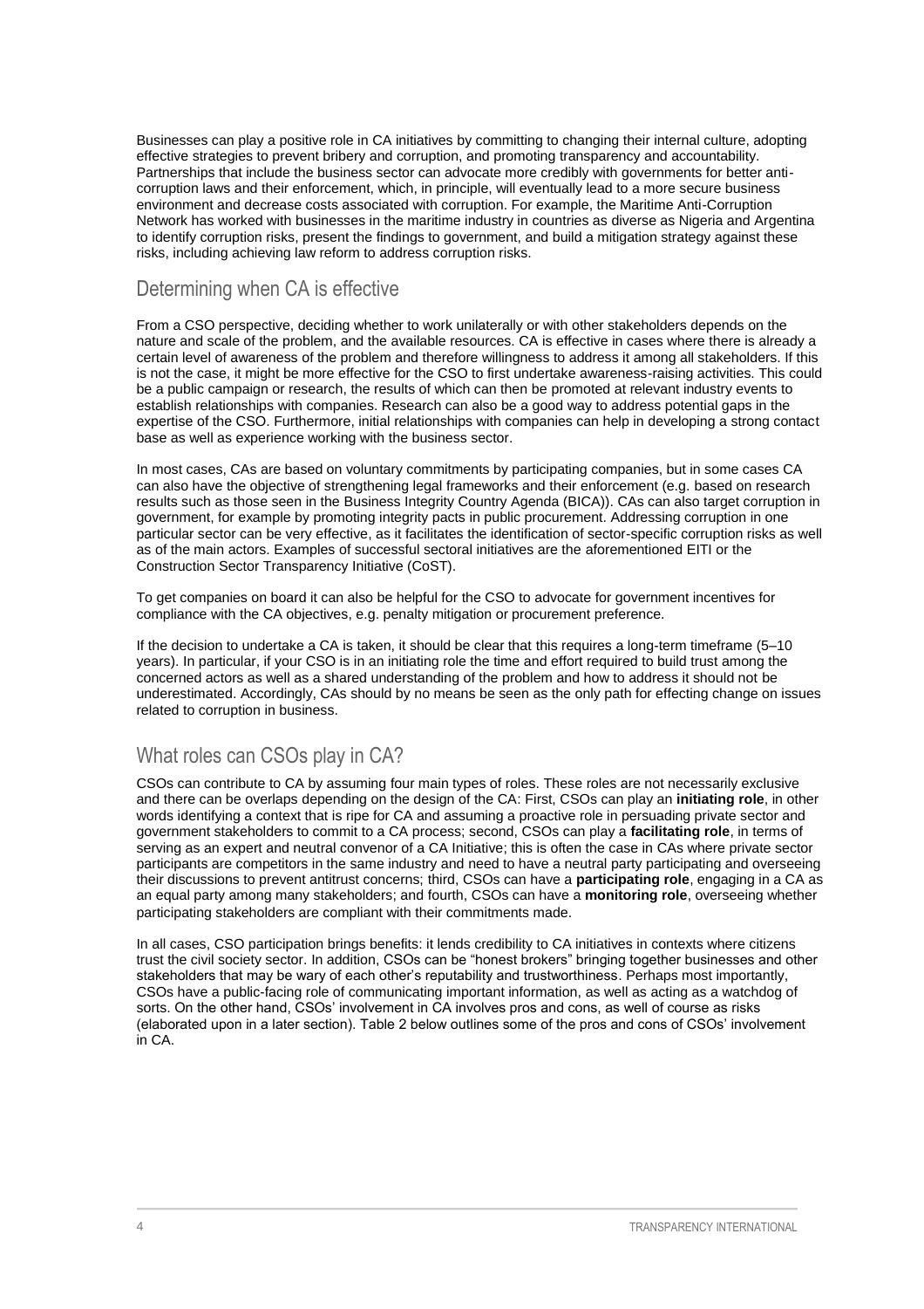Businesses can play a positive role in CA initiatives by committing to changing their internal culture, adopting effective strategies to prevent bribery and corruption, and promoting transparency and accountability. Partnerships that include the business sector can advocate more credibly with governments for better anti-corruption laws and their enforcement, which, in principle, will eventually lead to a more secure business environment and decrease costs associated with corruption. For example, the Maritime Anti-Corruption Network has worked with businesses in the maritime industry in countries as diverse as Nigeria and Argentina to identify corruption risks, present the findings to government, and build a mitigation strategy against these risks, including achieving law reform to address corruption risks.

## Determining when CA is effective

From a CSO perspective, deciding whether to work unilaterally or with other stakeholders depends on the nature and scale of the problem, and the available resources. CA is effective in cases where there is already a certain level of awareness of the problem and therefore willingness to address it among all stakeholders. If this is not the case, it might be more effective for the CSO to first undertake awareness-raising activities. This could be a public campaign or research, the results of which can then be promoted at relevant industry events to establish relationships with companies. Research can also be a good way to address potential gaps in the expertise of the CSO. Furthermore, initial relationships with companies can help in developing a strong contact base as well as experience working with the business sector.

In most cases, CAs are based on voluntary commitments by participating companies, but in some cases CA can also have the objective of strengthening legal frameworks and their enforcement (e.g. based on research results such as those seen in the Business Integrity Country Agenda (BICA)). CAs can also target corruption in government, for example by promoting integrity pacts in public procurement. Addressing corruption in one particular sector can be very effective, as it facilitates the identification of sector-specific corruption risks as well as of the main actors. Examples of successful sectoral initiatives are the aforementioned EITI or the Construction Sector Transparency Initiative (CoST).

To get companies on board it can also be helpful for the CSO to advocate for government incentives for compliance with the CA objectives, e.g. penalty mitigation or procurement preference.

If the decision to undertake a CA is taken, it should be clear that this requires a long-term timeframe (5–10 years). In particular, if your CSO is in an initiating role the time and effort required to build trust among the concerned actors as well as a shared understanding of the problem and how to address it should not be underestimated. Accordingly, CAs should by no means be seen as the only path for effecting change on issues related to corruption in business.

## What roles can CSOs play in CA?

CSOs can contribute to CA by assuming four main types of roles. These roles are not necessarily exclusive and there can be overlaps depending on the design of the CA: First, CSOs can play an **initiating role**, in other words identifying a context that is ripe for CA and assuming a proactive role in persuading private sector and government stakeholders to commit to a CA process; second, CSOs can play a **facilitating role**, in terms of serving as an expert and neutral convenor of a CA Initiative; this is often the case in CAs where private sector participants are competitors in the same industry and need to have a neutral party participating and overseeing their discussions to prevent antitrust concerns; third, CSOs can have a **participating role**, engaging in a CA as an equal party among many stakeholders; and fourth, CSOs can have a **monitoring role**, overseeing whether participating stakeholders are compliant with their commitments made.

In all cases, CSO participation brings benefits: it lends credibility to CA initiatives in contexts where citizens trust the civil society sector. In addition, CSOs can be "honest brokers" bringing together businesses and other stakeholders that may be wary of each other's reputability and trustworthiness. Perhaps most importantly, CSOs have a public-facing role of communicating important information, as well as acting as a watchdog of sorts. On the other hand, CSOs' involvement in CA involves pros and cons, as well of course as risks (elaborated upon in a later section). Table 2 below outlines some of the pros and cons of CSOs' involvement in CA.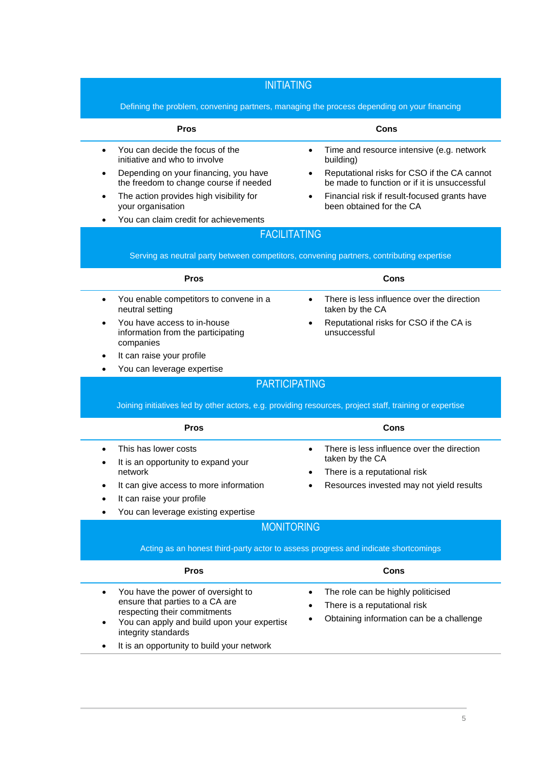## INITIATING

Defining the problem, convening partners, managing the process depending on your financing

| Pros | Cons |
|---|---|
| • You can decide the focus of the initiative and who to involve<br>• Depending on your financing, you have the freedom to change course if needed<br>• The action provides high visibility for your organisation<br>• You can claim credit for achievements | • Time and resource intensive (e.g. network building)<br>• Reputational risks for CSO if the CA cannot be made to function or if it is unsuccessful<br>• Financial risk if result-focused grants have been obtained for the CA |

## FACILITATING

Serving as neutral party between competitors, convening partners, contributing expertise

| Pros | Cons |
|---|---|
| • You enable competitors to convene in a neutral setting<br>• You have access to in-house information from the participating companies<br>• It can raise your profile<br>• You can leverage expertise | • There is less influence over the direction taken by the CA<br>• Reputational risks for CSO if the CA is unsuccessful |

## PARTICIPATING

Joining initiatives led by other actors, e.g. providing resources, project staff, training or expertise

| Pros | Cons |
|---|---|
| • This has lower costs<br>• It is an opportunity to expand your network<br>• It can give access to more information<br>• It can raise your profile<br>• You can leverage existing expertise | • There is less influence over the direction taken by the CA<br>• There is a reputational risk<br>• Resources invested may not yield results |

## MONITORING

Acting as an honest third-party actor to assess progress and indicate shortcomings

| Pros | Cons |
|---|---|
| • You have the power of oversight to ensure that parties to a CA are respecting their commitments<br>• You can apply and build upon your expertise integrity standards<br>• It is an opportunity to build your network | • The role can be highly politicised<br>• There is a reputational risk<br>• Obtaining information can be a challenge |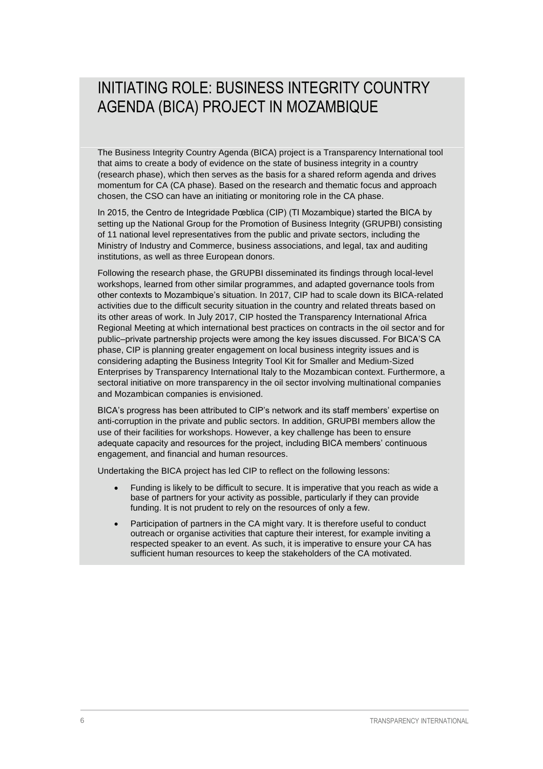# INITIATING ROLE: BUSINESS INTEGRITY COUNTRY AGENDA (BICA) PROJECT IN MOZAMBIQUE

The Business Integrity Country Agenda (BICA) project is a Transparency International tool that aims to create a body of evidence on the state of business integrity in a country (research phase), which then serves as the basis for a shared reform agenda and drives momentum for CA (CA phase). Based on the research and thematic focus and approach chosen, the CSO can have an initiating or monitoring role in the CA phase.

In 2015, the Centro de Integridade Pœblica (CIP) (TI Mozambique) started the BICA by setting up the National Group for the Promotion of Business Integrity (GRUPBI) consisting of 11 national level representatives from the public and private sectors, including the Ministry of Industry and Commerce, business associations, and legal, tax and auditing institutions, as well as three European donors.

Following the research phase, the GRUPBI disseminated its findings through local-level workshops, learned from other similar programmes, and adapted governance tools from other contexts to Mozambique's situation. In 2017, CIP had to scale down its BICA-related activities due to the difficult security situation in the country and related threats based on its other areas of work. In July 2017, CIP hosted the Transparency International Africa Regional Meeting at which international best practices on contracts in the oil sector and for public–private partnership projects were among the key issues discussed. For BICA'S CA phase, CIP is planning greater engagement on local business integrity issues and is considering adapting the Business Integrity Tool Kit for Smaller and Medium-Sized Enterprises by Transparency International Italy to the Mozambican context. Furthermore, a sectoral initiative on more transparency in the oil sector involving multinational companies and Mozambican companies is envisioned.

BICA's progress has been attributed to CIP's network and its staff members' expertise on anti-corruption in the private and public sectors. In addition, GRUPBI members allow the use of their facilities for workshops. However, a key challenge has been to ensure adequate capacity and resources for the project, including BICA members' continuous engagement, and financial and human resources.

Undertaking the BICA project has led CIP to reflect on the following lessons:

- Funding is likely to be difficult to secure. It is imperative that you reach as wide a base of partners for your activity as possible, particularly if they can provide funding. It is not prudent to rely on the resources of only a few.
- Participation of partners in the CA might vary. It is therefore useful to conduct outreach or organise activities that capture their interest, for example inviting a respected speaker to an event. As such, it is imperative to ensure your CA has sufficient human resources to keep the stakeholders of the CA motivated.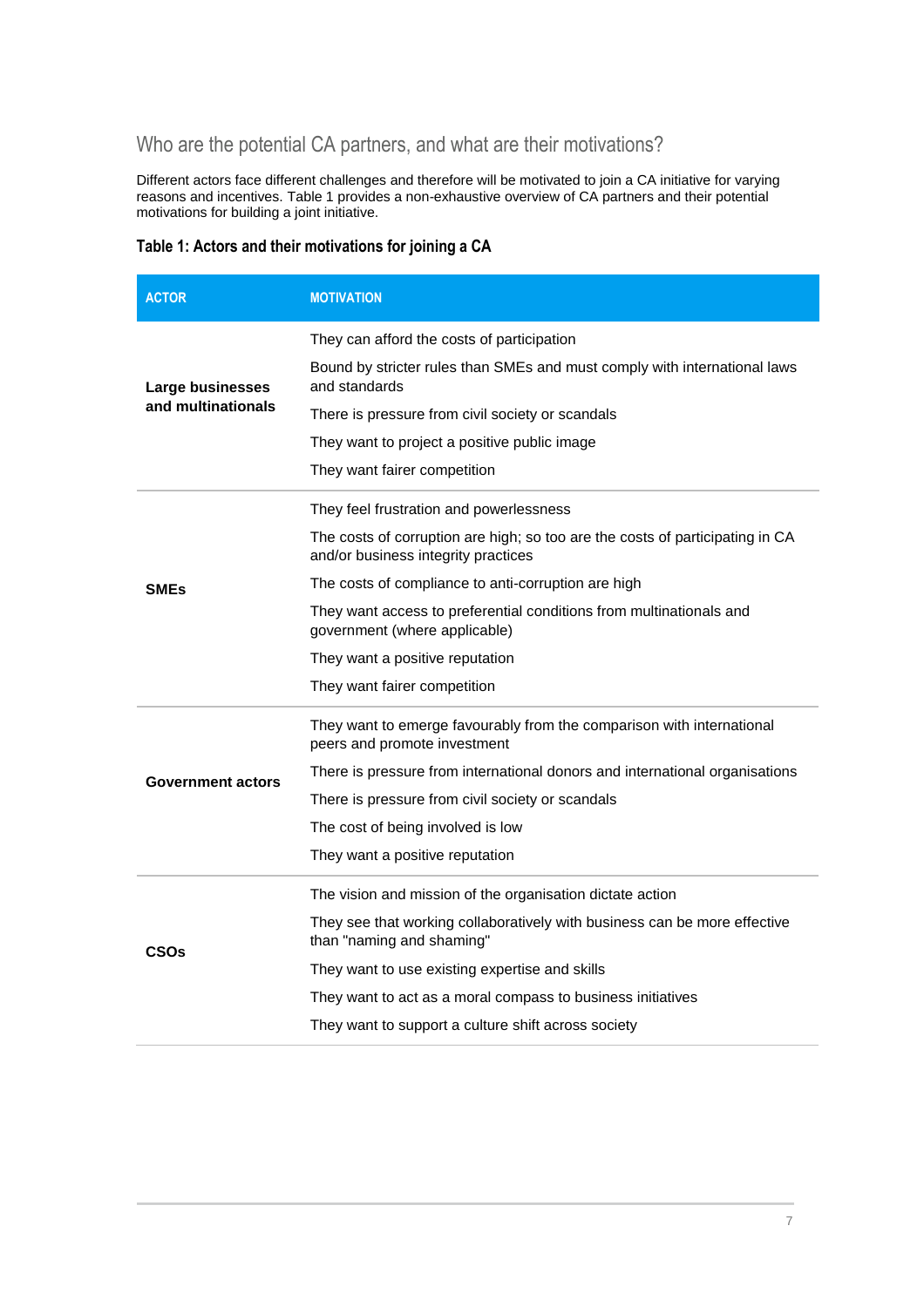## Who are the potential CA partners, and what are their motivations?

Different actors face different challenges and therefore will be motivated to join a CA initiative for varying reasons and incentives. Table 1 provides a non-exhaustive overview of CA partners and their potential motivations for building a joint initiative.

**Table 1: Actors and their motivations for joining a CA**

| ACTOR | MOTIVATION |
|---|---|
| **Large businesses and multinationals** | They can afford the costs of participation |
| | Bound by stricter rules than SMEs and must comply with international laws and standards |
| | There is pressure from civil society or scandals |
| | They want to project a positive public image |
| | They want fairer competition |
| **SMEs** | They feel frustration and powerlessness |
| | The costs of corruption are high; so too are the costs of participating in CA and/or business integrity practices |
| | The costs of compliance to anti-corruption are high |
| | They want access to preferential conditions from multinationals and government (where applicable) |
| | They want a positive reputation |
| | They want fairer competition |
| **Government actors** | They want to emerge favourably from the comparison with international peers and promote investment |
| | There is pressure from international donors and international organisations |
| | There is pressure from civil society or scandals |
| | The cost of being involved is low |
| | They want a positive reputation |
| **CSOs** | The vision and mission of the organisation dictate action |
| | They see that working collaboratively with business can be more effective than "naming and shaming" |
| | They want to use existing expertise and skills |
| | They want to act as a moral compass to business initiatives |
| | They want to support a culture shift across society |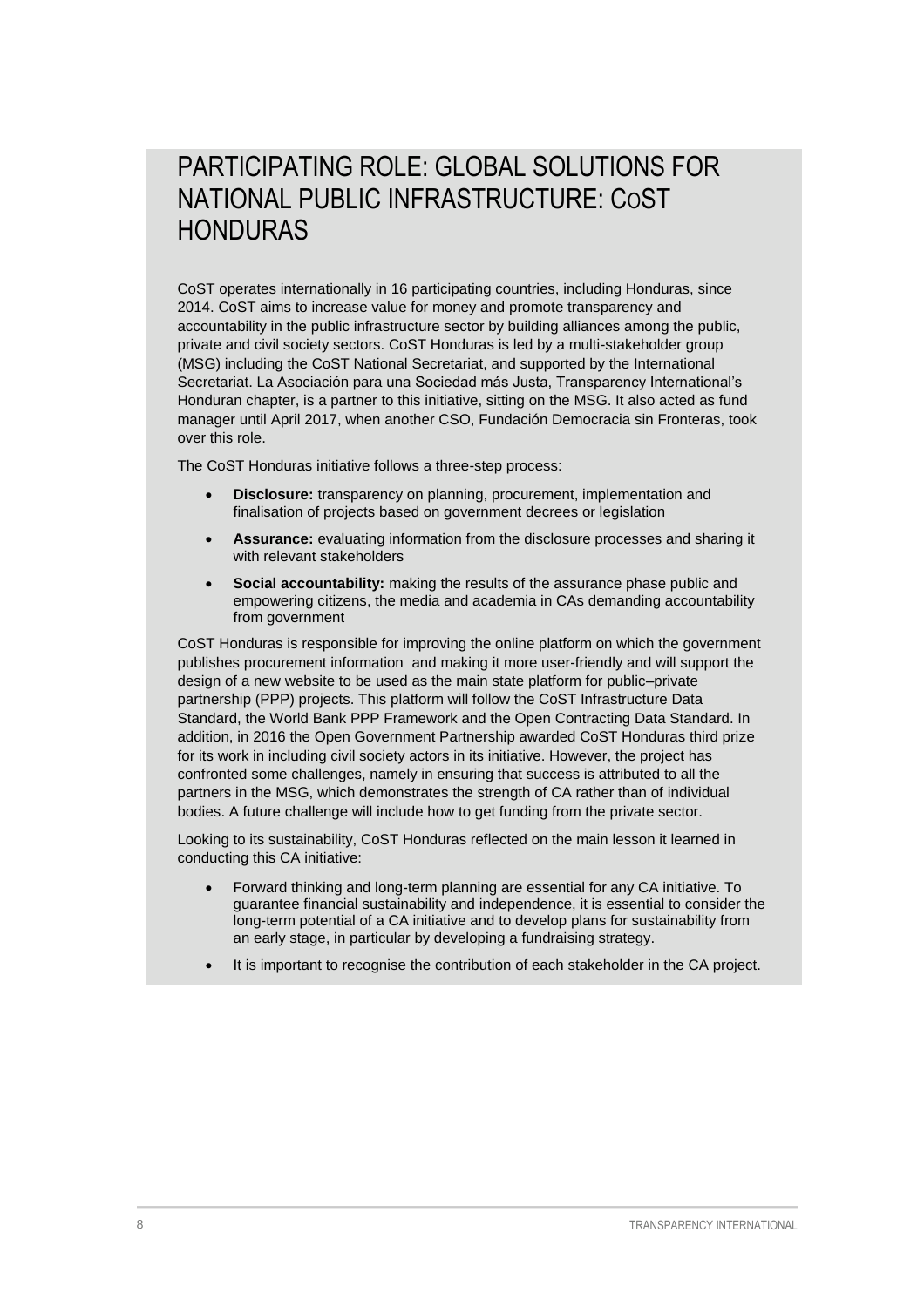## PARTICIPATING ROLE: GLOBAL SOLUTIONS FOR NATIONAL PUBLIC INFRASTRUCTURE: COST HONDURAS

CoST operates internationally in 16 participating countries, including Honduras, since 2014. CoST aims to increase value for money and promote transparency and accountability in the public infrastructure sector by building alliances among the public, private and civil society sectors. CoST Honduras is led by a multi-stakeholder group (MSG) including the CoST National Secretariat, and supported by the International Secretariat. La Asociación para una Sociedad más Justa, Transparency International's Honduran chapter, is a partner to this initiative, sitting on the MSG. It also acted as fund manager until April 2017, when another CSO, Fundación Democracia sin Fronteras, took over this role.

The CoST Honduras initiative follows a three-step process:

- **Disclosure:** transparency on planning, procurement, implementation and finalisation of projects based on government decrees or legislation
- **Assurance:** evaluating information from the disclosure processes and sharing it with relevant stakeholders
- **Social accountability:** making the results of the assurance phase public and empowering citizens, the media and academia in CAs demanding accountability from government

CoST Honduras is responsible for improving the online platform on which the government publishes procurement information and making it more user-friendly and will support the design of a new website to be used as the main state platform for public–private partnership (PPP) projects. This platform will follow the CoST Infrastructure Data Standard, the World Bank PPP Framework and the Open Contracting Data Standard. In addition, in 2016 the Open Government Partnership awarded CoST Honduras third prize for its work in including civil society actors in its initiative. However, the project has confronted some challenges, namely in ensuring that success is attributed to all the partners in the MSG, which demonstrates the strength of CA rather than of individual bodies. A future challenge will include how to get funding from the private sector.

Looking to its sustainability, CoST Honduras reflected on the main lesson it learned in conducting this CA initiative:

- Forward thinking and long-term planning are essential for any CA initiative. To guarantee financial sustainability and independence, it is essential to consider the long-term potential of a CA initiative and to develop plans for sustainability from an early stage, in particular by developing a fundraising strategy.
- It is important to recognise the contribution of each stakeholder in the CA project.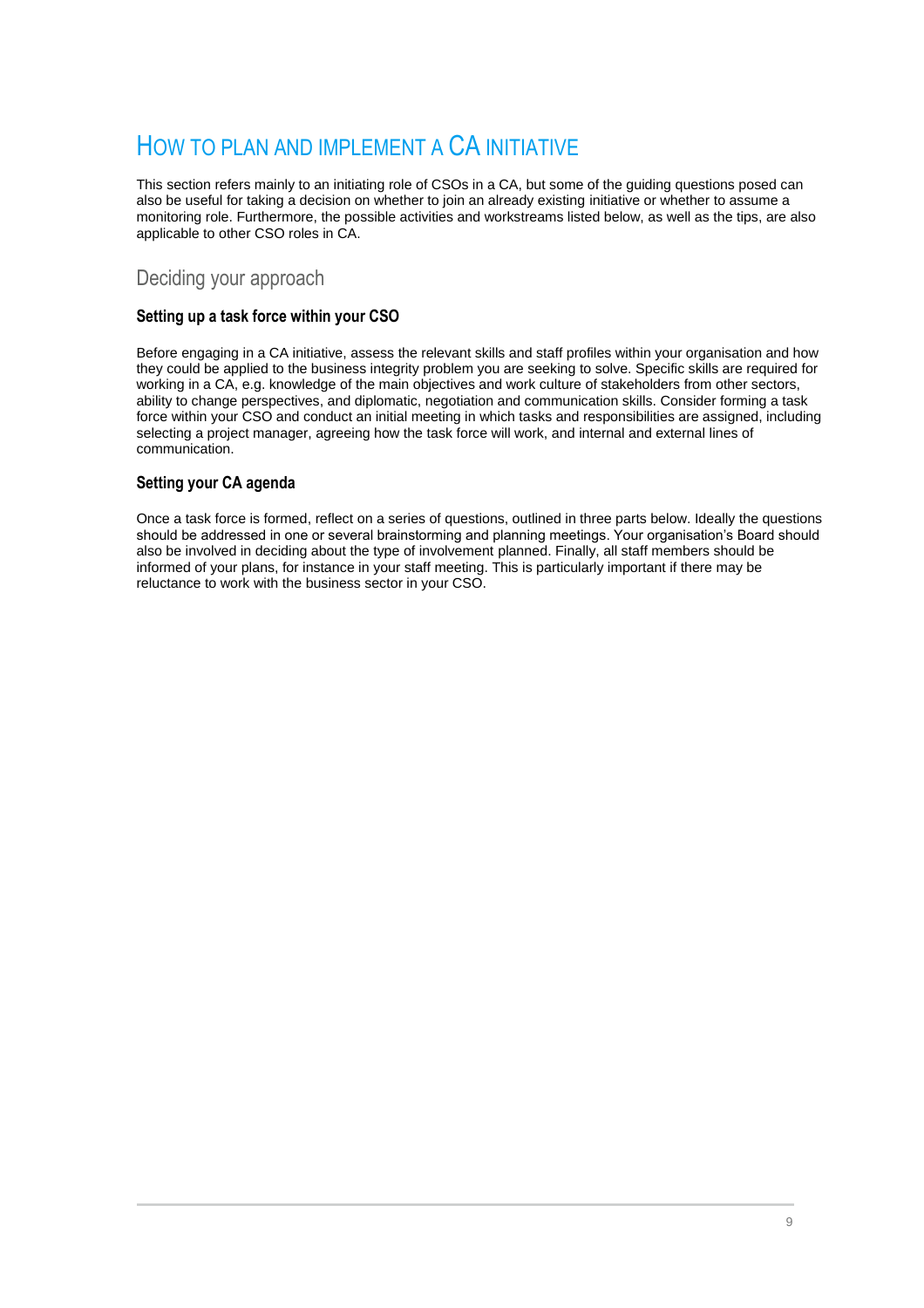# How to plan and implement a CA initiative

This section refers mainly to an initiating role of CSOs in a CA, but some of the guiding questions posed can also be useful for taking a decision on whether to join an already existing initiative or whether to assume a monitoring role. Furthermore, the possible activities and workstreams listed below, as well as the tips, are also applicable to other CSO roles in CA.

## Deciding your approach

### Setting up a task force within your CSO

Before engaging in a CA initiative, assess the relevant skills and staff profiles within your organisation and how they could be applied to the business integrity problem you are seeking to solve. Specific skills are required for working in a CA, e.g. knowledge of the main objectives and work culture of stakeholders from other sectors, ability to change perspectives, and diplomatic, negotiation and communication skills. Consider forming a task force within your CSO and conduct an initial meeting in which tasks and responsibilities are assigned, including selecting a project manager, agreeing how the task force will work, and internal and external lines of communication.

### Setting your CA agenda

Once a task force is formed, reflect on a series of questions, outlined in three parts below. Ideally the questions should be addressed in one or several brainstorming and planning meetings. Your organisation's Board should also be involved in deciding about the type of involvement planned. Finally, all staff members should be informed of your plans, for instance in your staff meeting. This is particularly important if there may be reluctance to work with the business sector in your CSO.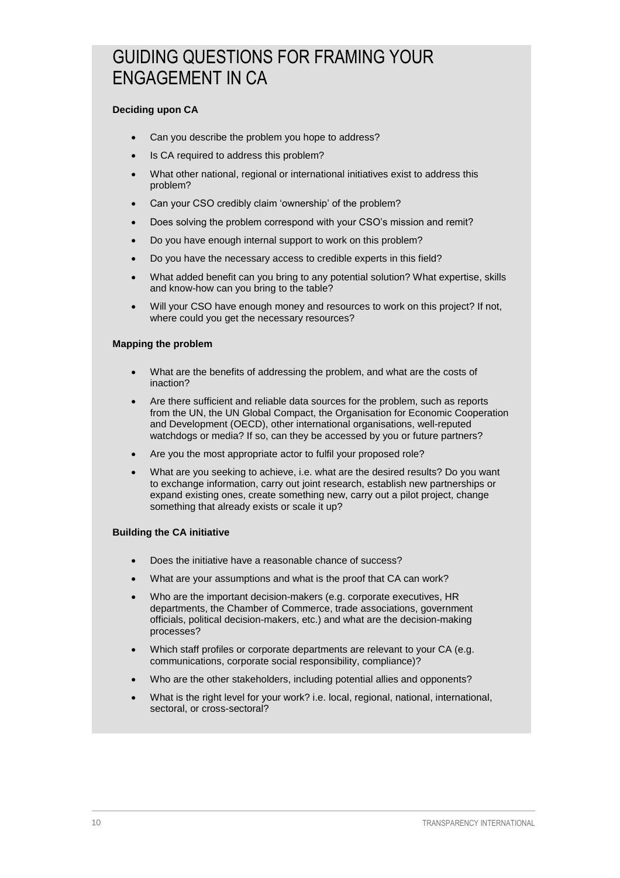## GUIDING QUESTIONS FOR FRAMING YOUR ENGAGEMENT IN CA

**Deciding upon CA**

- Can you describe the problem you hope to address?
- Is CA required to address this problem?
- What other national, regional or international initiatives exist to address this problem?
- Can your CSO credibly claim 'ownership' of the problem?
- Does solving the problem correspond with your CSO's mission and remit?
- Do you have enough internal support to work on this problem?
- Do you have the necessary access to credible experts in this field?
- What added benefit can you bring to any potential solution? What expertise, skills and know-how can you bring to the table?
- Will your CSO have enough money and resources to work on this project? If not, where could you get the necessary resources?

**Mapping the problem**

- What are the benefits of addressing the problem, and what are the costs of inaction?
- Are there sufficient and reliable data sources for the problem, such as reports from the UN, the UN Global Compact, the Organisation for Economic Cooperation and Development (OECD), other international organisations, well-reputed watchdogs or media? If so, can they be accessed by you or future partners?
- Are you the most appropriate actor to fulfil your proposed role?
- What are you seeking to achieve, i.e. what are the desired results? Do you want to exchange information, carry out joint research, establish new partnerships or expand existing ones, create something new, carry out a pilot project, change something that already exists or scale it up?

**Building the CA initiative**

- Does the initiative have a reasonable chance of success?
- What are your assumptions and what is the proof that CA can work?
- Who are the important decision-makers (e.g. corporate executives, HR departments, the Chamber of Commerce, trade associations, government officials, political decision-makers, etc.) and what are the decision-making processes?
- Which staff profiles or corporate departments are relevant to your CA (e.g. communications, corporate social responsibility, compliance)?
- Who are the other stakeholders, including potential allies and opponents?
- What is the right level for your work? i.e. local, regional, national, international, sectoral, or cross-sectoral?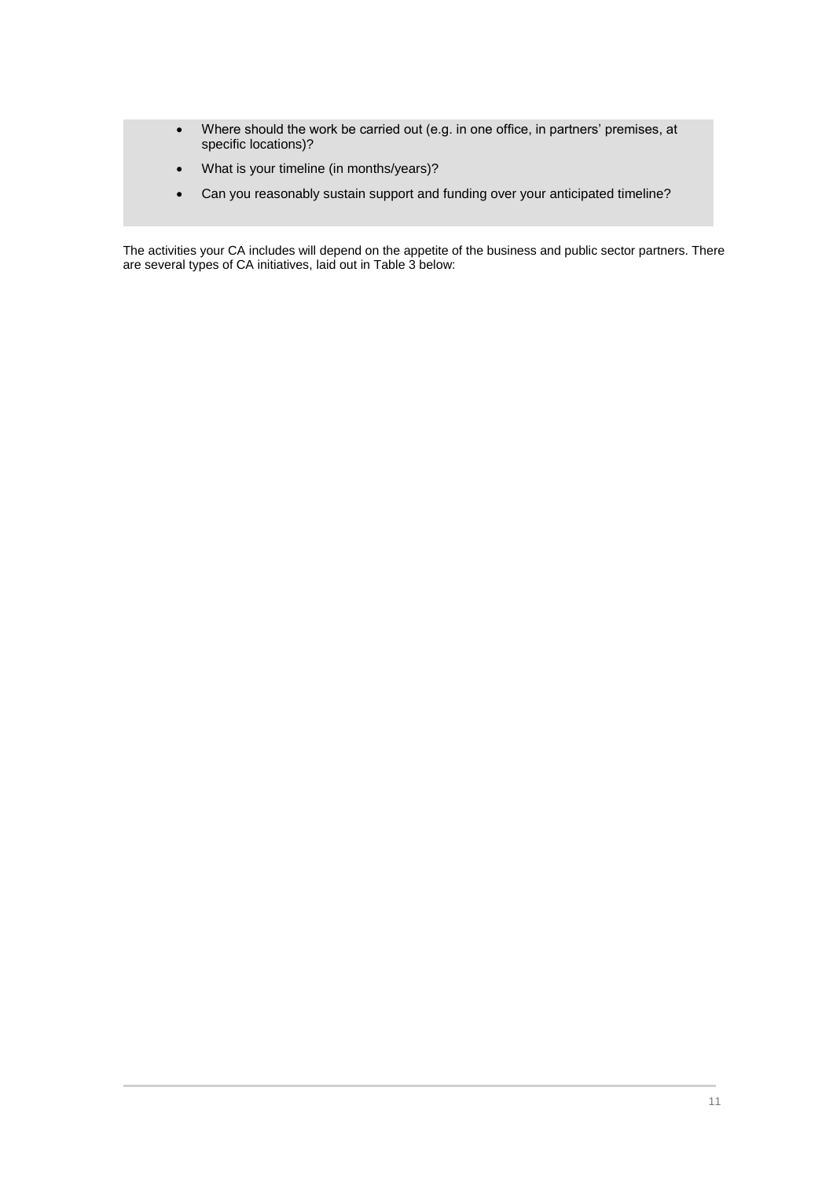- Where should the work be carried out (e.g. in one office, in partners' premises, at specific locations)?
- What is your timeline (in months/years)?
- Can you reasonably sustain support and funding over your anticipated timeline?

The activities your CA includes will depend on the appetite of the business and public sector partners. There are several types of CA initiatives, laid out in Table 3 below: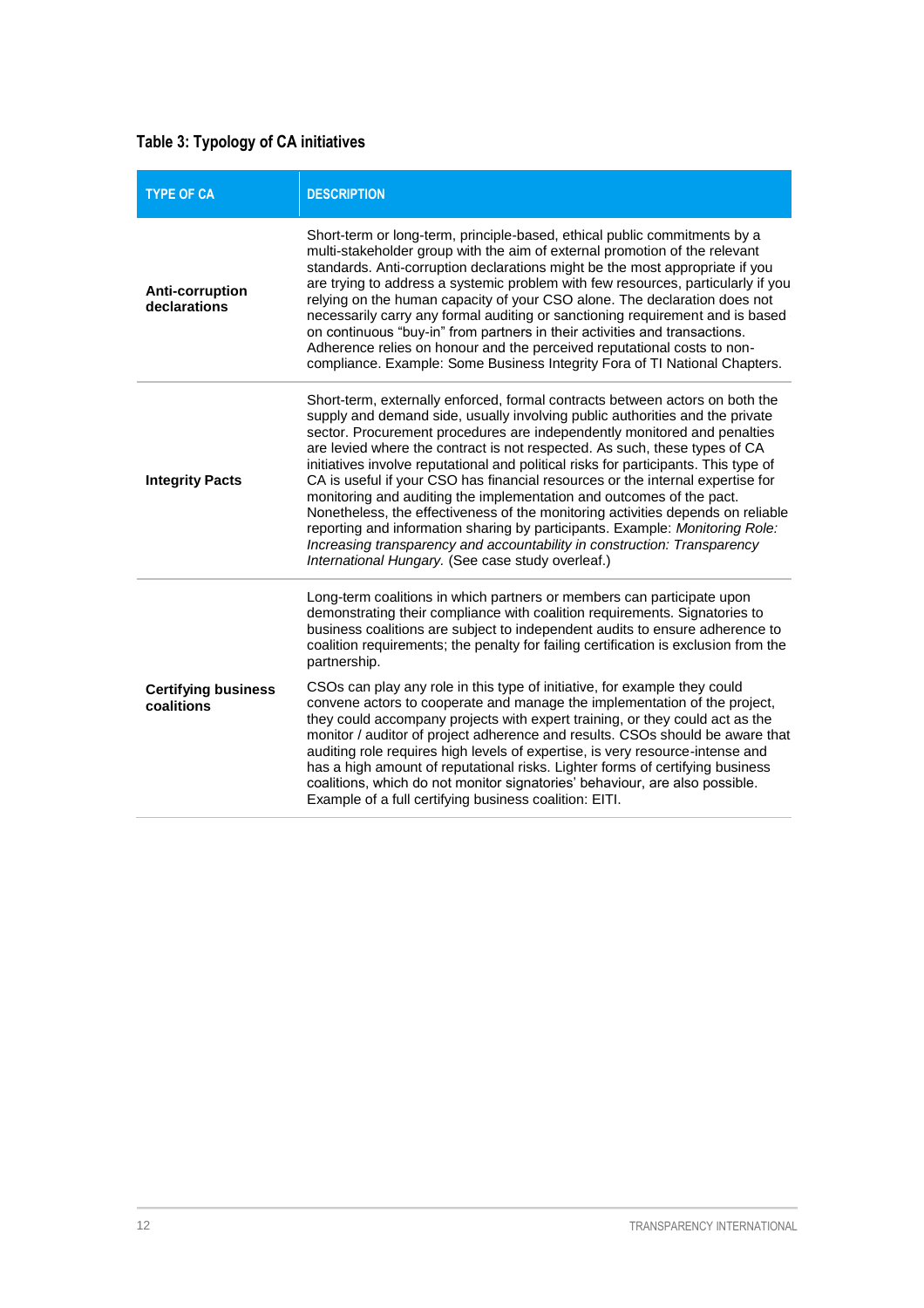**Table 3: Typology of CA initiatives**

| TYPE OF CA | DESCRIPTION |
|---|---|
| **Anti-corruption declarations** | Short-term or long-term, principle-based, ethical public commitments by a multi-stakeholder group with the aim of external promotion of the relevant standards. Anti-corruption declarations might be the most appropriate if you are trying to address a systemic problem with few resources, particularly if you relying on the human capacity of your CSO alone. The declaration does not necessarily carry any formal auditing or sanctioning requirement and is based on continuous "buy-in" from partners in their activities and transactions. Adherence relies on honour and the perceived reputational costs to non-compliance. Example: Some Business Integrity Fora of TI National Chapters. |
| **Integrity Pacts** | Short-term, externally enforced, formal contracts between actors on both the supply and demand side, usually involving public authorities and the private sector. Procurement procedures are independently monitored and penalties are levied where the contract is not respected. As such, these types of CA initiatives involve reputational and political risks for participants. This type of CA is useful if your CSO has financial resources or the internal expertise for monitoring and auditing the implementation and outcomes of the pact. Nonetheless, the effectiveness of the monitoring activities depends on reliable reporting and information sharing by participants. Example: *Monitoring Role: Increasing transparency and accountability in construction: Transparency International Hungary.* (See case study overleaf.) |
| **Certifying business coalitions** | Long-term coalitions in which partners or members can participate upon demonstrating their compliance with coalition requirements. Signatories to business coalitions are subject to independent audits to ensure adherence to coalition requirements; the penalty for failing certification is exclusion from the partnership.<br><br>CSOs can play any role in this type of initiative, for example they could convene actors to cooperate and manage the implementation of the project, they could accompany projects with expert training, or they could act as the monitor / auditor of project adherence and results. CSOs should be aware that auditing role requires high levels of expertise, is very resource-intense and has a high amount of reputational risks. Lighter forms of certifying business coalitions, which do not monitor signatories' behaviour, are also possible. Example of a full certifying business coalition: EITI. |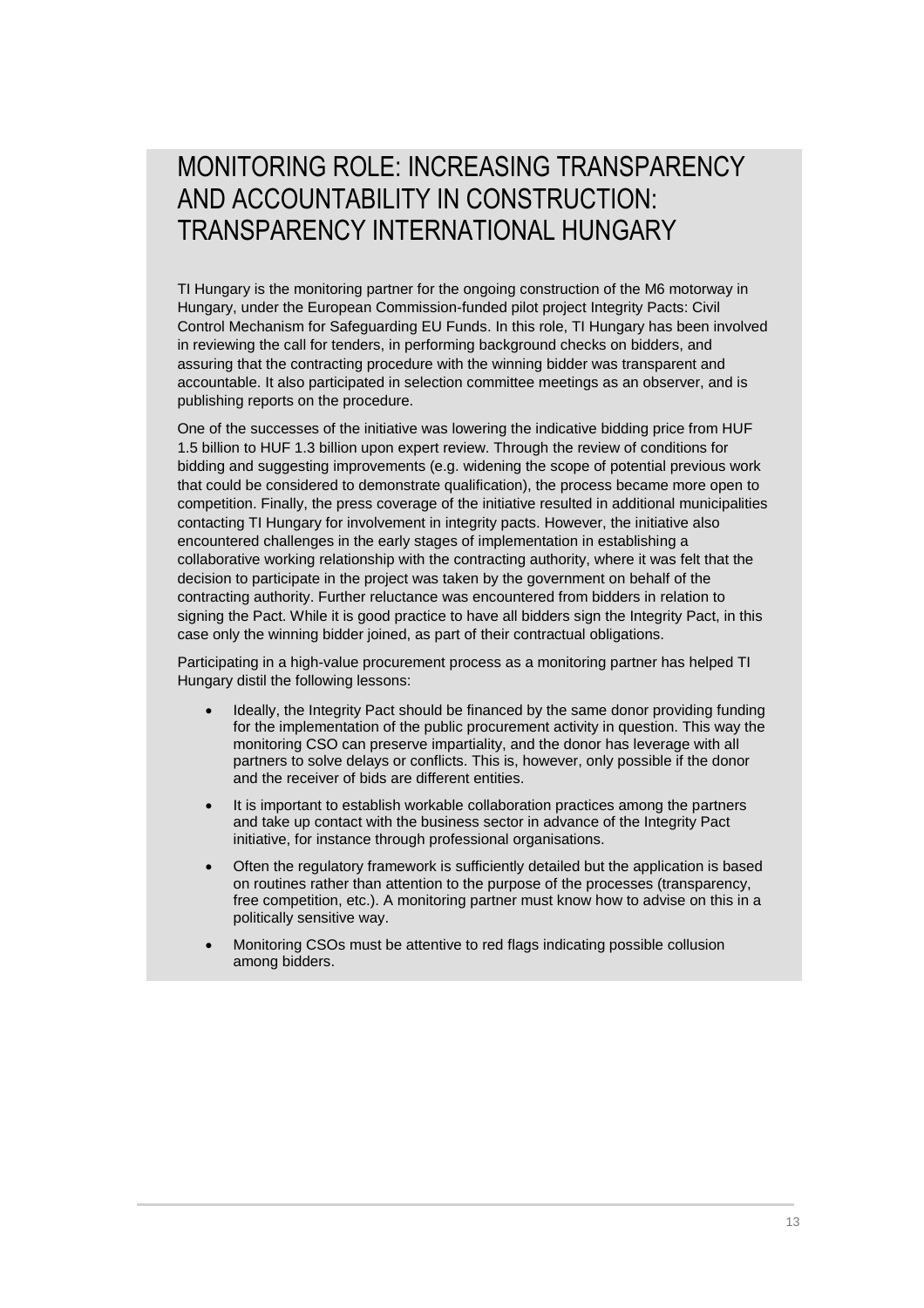# MONITORING ROLE: INCREASING TRANSPARENCY AND ACCOUNTABILITY IN CONSTRUCTION: TRANSPARENCY INTERNATIONAL HUNGARY

TI Hungary is the monitoring partner for the ongoing construction of the M6 motorway in Hungary, under the European Commission-funded pilot project Integrity Pacts: Civil Control Mechanism for Safeguarding EU Funds. In this role, TI Hungary has been involved in reviewing the call for tenders, in performing background checks on bidders, and assuring that the contracting procedure with the winning bidder was transparent and accountable. It also participated in selection committee meetings as an observer, and is publishing reports on the procedure.

One of the successes of the initiative was lowering the indicative bidding price from HUF 1.5 billion to HUF 1.3 billion upon expert review. Through the review of conditions for bidding and suggesting improvements (e.g. widening the scope of potential previous work that could be considered to demonstrate qualification), the process became more open to competition. Finally, the press coverage of the initiative resulted in additional municipalities contacting TI Hungary for involvement in integrity pacts. However, the initiative also encountered challenges in the early stages of implementation in establishing a collaborative working relationship with the contracting authority, where it was felt that the decision to participate in the project was taken by the government on behalf of the contracting authority. Further reluctance was encountered from bidders in relation to signing the Pact. While it is good practice to have all bidders sign the Integrity Pact, in this case only the winning bidder joined, as part of their contractual obligations.

Participating in a high-value procurement process as a monitoring partner has helped TI Hungary distil the following lessons:

- Ideally, the Integrity Pact should be financed by the same donor providing funding for the implementation of the public procurement activity in question. This way the monitoring CSO can preserve impartiality, and the donor has leverage with all partners to solve delays or conflicts. This is, however, only possible if the donor and the receiver of bids are different entities.
- It is important to establish workable collaboration practices among the partners and take up contact with the business sector in advance of the Integrity Pact initiative, for instance through professional organisations.
- Often the regulatory framework is sufficiently detailed but the application is based on routines rather than attention to the purpose of the processes (transparency, free competition, etc.). A monitoring partner must know how to advise on this in a politically sensitive way.
- Monitoring CSOs must be attentive to red flags indicating possible collusion among bidders.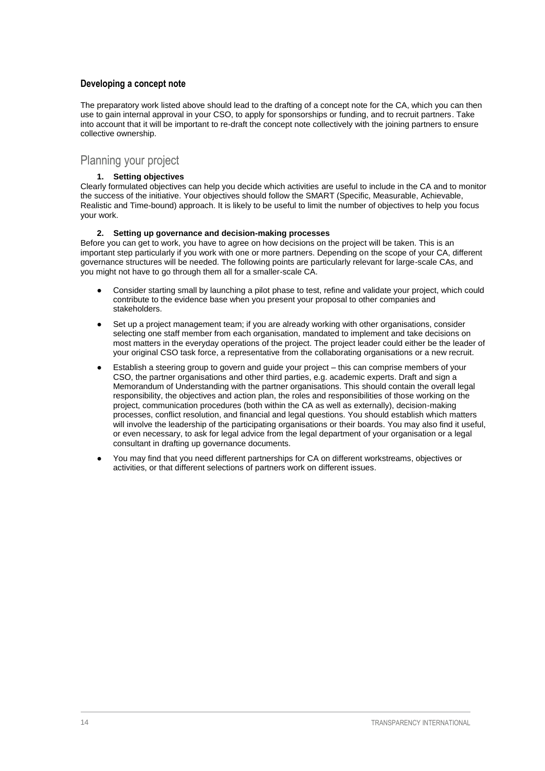### Developing a concept note

The preparatory work listed above should lead to the drafting of a concept note for the CA, which you can then use to gain internal approval in your CSO, to apply for sponsorships or funding, and to recruit partners. Take into account that it will be important to re-draft the concept note collectively with the joining partners to ensure collective ownership.

## Planning your project

**1. Setting objectives**

Clearly formulated objectives can help you decide which activities are useful to include in the CA and to monitor the success of the initiative. Your objectives should follow the SMART (Specific, Measurable, Achievable, Realistic and Time-bound) approach. It is likely to be useful to limit the number of objectives to help you focus your work.

**2. Setting up governance and decision-making processes**

Before you can get to work, you have to agree on how decisions on the project will be taken. This is an important step particularly if you work with one or more partners. Depending on the scope of your CA, different governance structures will be needed. The following points are particularly relevant for large-scale CAs, and you might not have to go through them all for a smaller-scale CA.

- Consider starting small by launching a pilot phase to test, refine and validate your project, which could contribute to the evidence base when you present your proposal to other companies and stakeholders.
- Set up a project management team; if you are already working with other organisations, consider selecting one staff member from each organisation, mandated to implement and take decisions on most matters in the everyday operations of the project. The project leader could either be the leader of your original CSO task force, a representative from the collaborating organisations or a new recruit.
- Establish a steering group to govern and guide your project – this can comprise members of your CSO, the partner organisations and other third parties, e.g. academic experts. Draft and sign a Memorandum of Understanding with the partner organisations. This should contain the overall legal responsibility, the objectives and action plan, the roles and responsibilities of those working on the project, communication procedures (both within the CA as well as externally), decision-making processes, conflict resolution, and financial and legal questions. You should establish which matters will involve the leadership of the participating organisations or their boards. You may also find it useful, or even necessary, to ask for legal advice from the legal department of your organisation or a legal consultant in drafting up governance documents.
- You may find that you need different partnerships for CA on different workstreams, objectives or activities, or that different selections of partners work on different issues.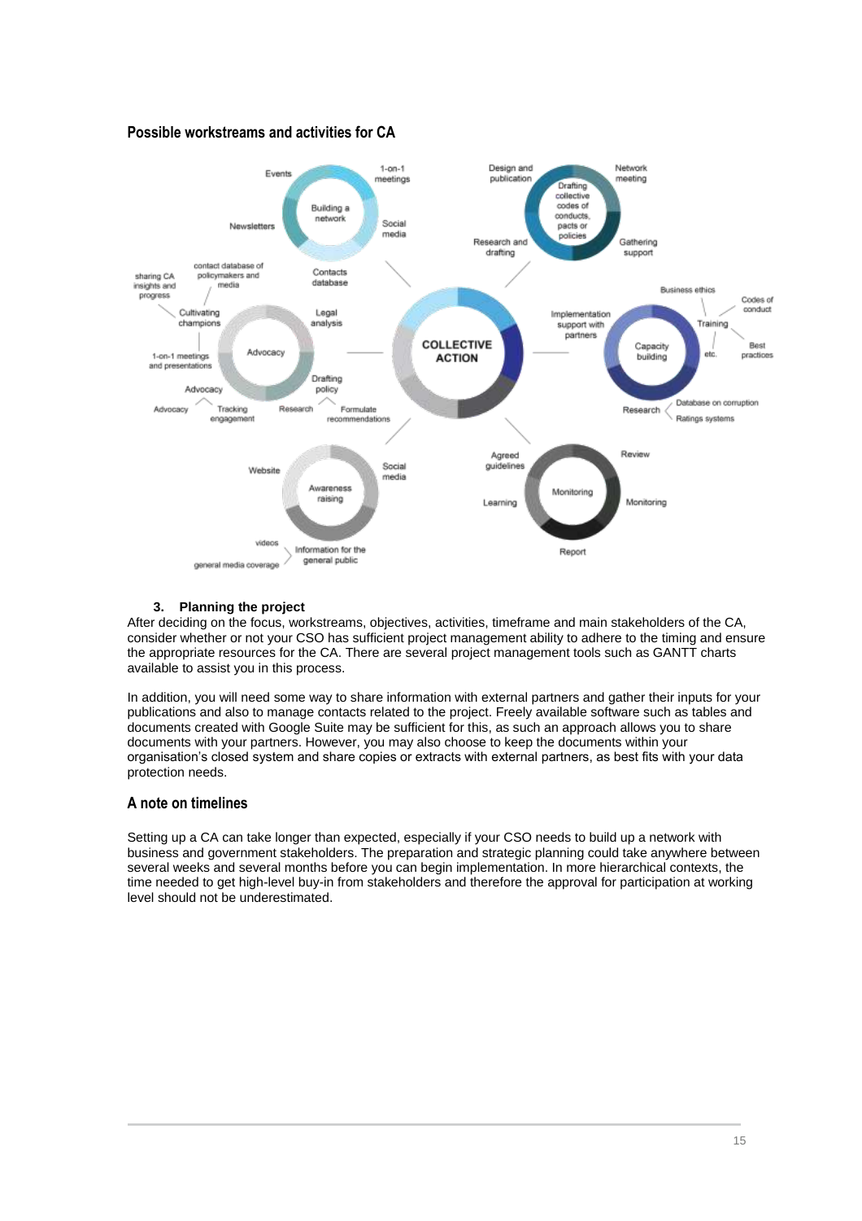### Possible workstreams and activities for CA

3. **Planning the project**

After deciding on the focus, workstreams, objectives, activities, timeframe and main stakeholders of the CA, consider whether or not your CSO has sufficient project management ability to adhere to the timing and ensure the appropriate resources for the CA. There are several project management tools such as GANTT charts available to assist you in this process.

In addition, you will need some way to share information with external partners and gather their inputs for your publications and also to manage contacts related to the project. Freely available software such as tables and documents created with Google Suite may be sufficient for this, as such an approach allows you to share documents with your partners. However, you may also choose to keep the documents within your organisation's closed system and share copies or extracts with external partners, as best fits with your data protection needs.

### A note on timelines

Setting up a CA can take longer than expected, especially if your CSO needs to build up a network with business and government stakeholders. The preparation and strategic planning could take anywhere between several weeks and several months before you can begin implementation. In more hierarchical contexts, the time needed to get high-level buy-in from stakeholders and therefore the approval for participation at working level should not be underestimated.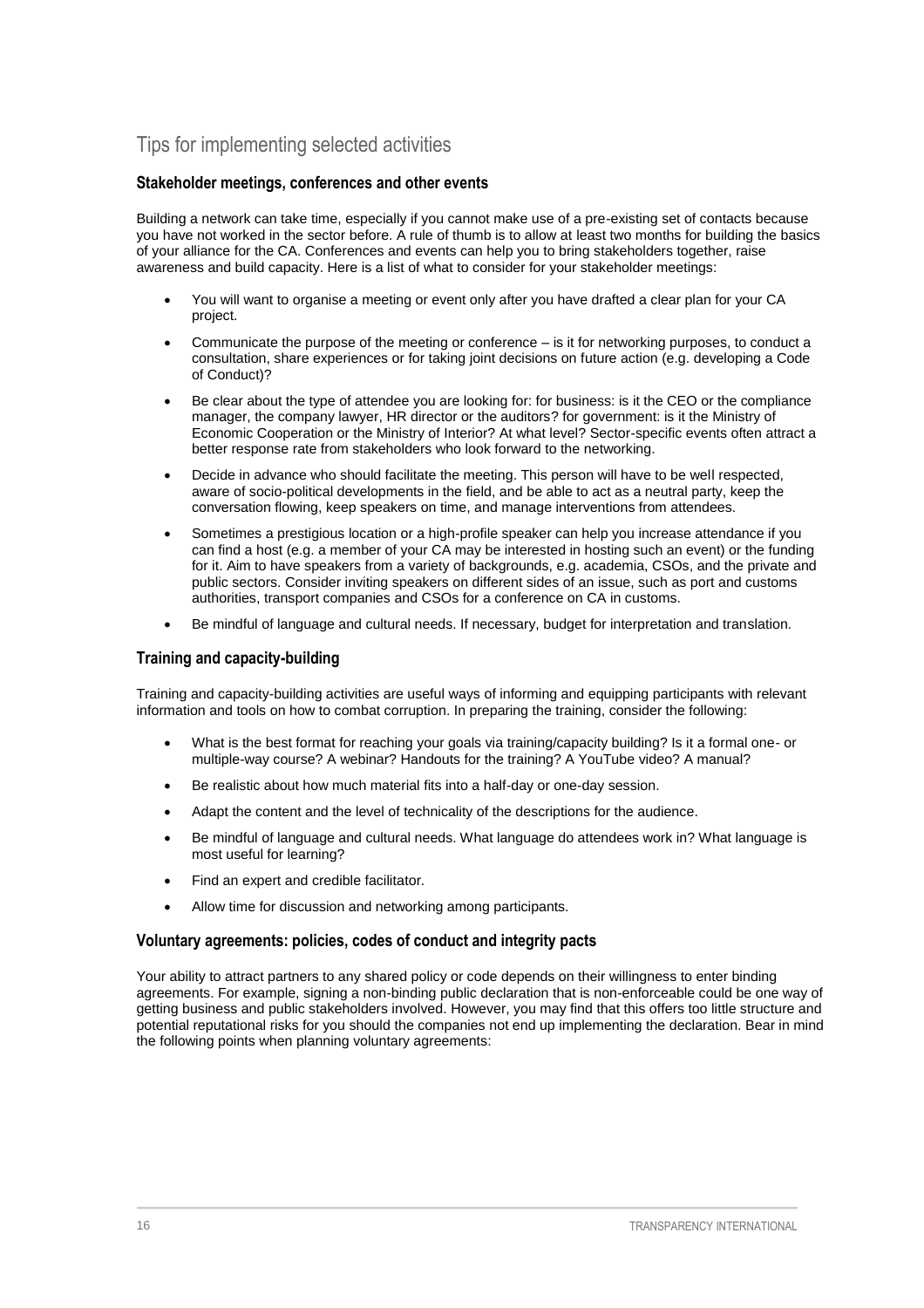## Tips for implementing selected activities

### Stakeholder meetings, conferences and other events

Building a network can take time, especially if you cannot make use of a pre-existing set of contacts because you have not worked in the sector before. A rule of thumb is to allow at least two months for building the basics of your alliance for the CA. Conferences and events can help you to bring stakeholders together, raise awareness and build capacity. Here is a list of what to consider for your stakeholder meetings:

- You will want to organise a meeting or event only after you have drafted a clear plan for your CA project.
- Communicate the purpose of the meeting or conference – is it for networking purposes, to conduct a consultation, share experiences or for taking joint decisions on future action (e.g. developing a Code of Conduct)?
- Be clear about the type of attendee you are looking for: for business: is it the CEO or the compliance manager, the company lawyer, HR director or the auditors? for government: is it the Ministry of Economic Cooperation or the Ministry of Interior? At what level? Sector-specific events often attract a better response rate from stakeholders who look forward to the networking.
- Decide in advance who should facilitate the meeting. This person will have to be well respected, aware of socio-political developments in the field, and be able to act as a neutral party, keep the conversation flowing, keep speakers on time, and manage interventions from attendees.
- Sometimes a prestigious location or a high-profile speaker can help you increase attendance if you can find a host (e.g. a member of your CA may be interested in hosting such an event) or the funding for it. Aim to have speakers from a variety of backgrounds, e.g. academia, CSOs, and the private and public sectors. Consider inviting speakers on different sides of an issue, such as port and customs authorities, transport companies and CSOs for a conference on CA in customs.
- Be mindful of language and cultural needs. If necessary, budget for interpretation and translation.

### Training and capacity-building

Training and capacity-building activities are useful ways of informing and equipping participants with relevant information and tools on how to combat corruption. In preparing the training, consider the following:

- What is the best format for reaching your goals via training/capacity building? Is it a formal one- or multiple-way course? A webinar? Handouts for the training? A YouTube video? A manual?
- Be realistic about how much material fits into a half-day or one-day session.
- Adapt the content and the level of technicality of the descriptions for the audience.
- Be mindful of language and cultural needs. What language do attendees work in? What language is most useful for learning?
- Find an expert and credible facilitator.
- Allow time for discussion and networking among participants.

### Voluntary agreements: policies, codes of conduct and integrity pacts

Your ability to attract partners to any shared policy or code depends on their willingness to enter binding agreements. For example, signing a non-binding public declaration that is non-enforceable could be one way of getting business and public stakeholders involved. However, you may find that this offers too little structure and potential reputational risks for you should the companies not end up implementing the declaration. Bear in mind the following points when planning voluntary agreements: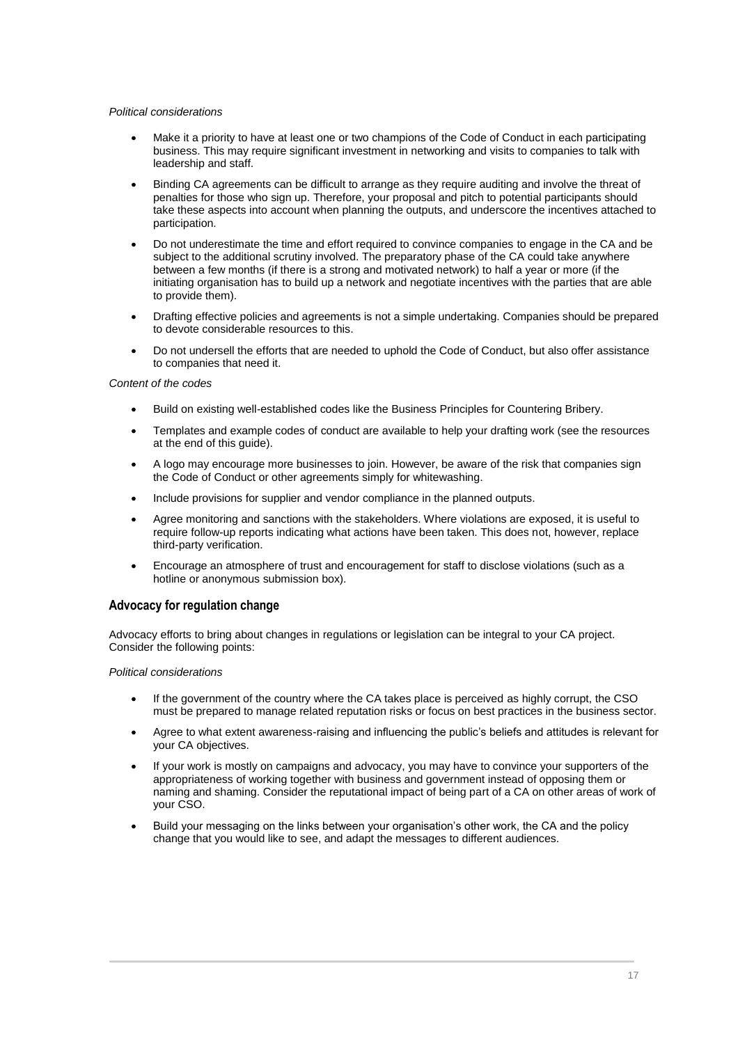*Political considerations*

- Make it a priority to have at least one or two champions of the Code of Conduct in each participating business. This may require significant investment in networking and visits to companies to talk with leadership and staff.
- Binding CA agreements can be difficult to arrange as they require auditing and involve the threat of penalties for those who sign up. Therefore, your proposal and pitch to potential participants should take these aspects into account when planning the outputs, and underscore the incentives attached to participation.
- Do not underestimate the time and effort required to convince companies to engage in the CA and be subject to the additional scrutiny involved. The preparatory phase of the CA could take anywhere between a few months (if there is a strong and motivated network) to half a year or more (if the initiating organisation has to build up a network and negotiate incentives with the parties that are able to provide them).
- Drafting effective policies and agreements is not a simple undertaking. Companies should be prepared to devote considerable resources to this.
- Do not undersell the efforts that are needed to uphold the Code of Conduct, but also offer assistance to companies that need it.

*Content of the codes*

- Build on existing well-established codes like the Business Principles for Countering Bribery.
- Templates and example codes of conduct are available to help your drafting work (see the resources at the end of this guide).
- A logo may encourage more businesses to join. However, be aware of the risk that companies sign the Code of Conduct or other agreements simply for whitewashing.
- Include provisions for supplier and vendor compliance in the planned outputs.
- Agree monitoring and sanctions with the stakeholders. Where violations are exposed, it is useful to require follow-up reports indicating what actions have been taken. This does not, however, replace third-party verification.
- Encourage an atmosphere of trust and encouragement for staff to disclose violations (such as a hotline or anonymous submission box).

### Advocacy for regulation change

Advocacy efforts to bring about changes in regulations or legislation can be integral to your CA project. Consider the following points:

*Political considerations*

- If the government of the country where the CA takes place is perceived as highly corrupt, the CSO must be prepared to manage related reputation risks or focus on best practices in the business sector.
- Agree to what extent awareness-raising and influencing the public's beliefs and attitudes is relevant for your CA objectives.
- If your work is mostly on campaigns and advocacy, you may have to convince your supporters of the appropriateness of working together with business and government instead of opposing them or naming and shaming. Consider the reputational impact of being part of a CA on other areas of work of your CSO.
- Build your messaging on the links between your organisation's other work, the CA and the policy change that you would like to see, and adapt the messages to different audiences.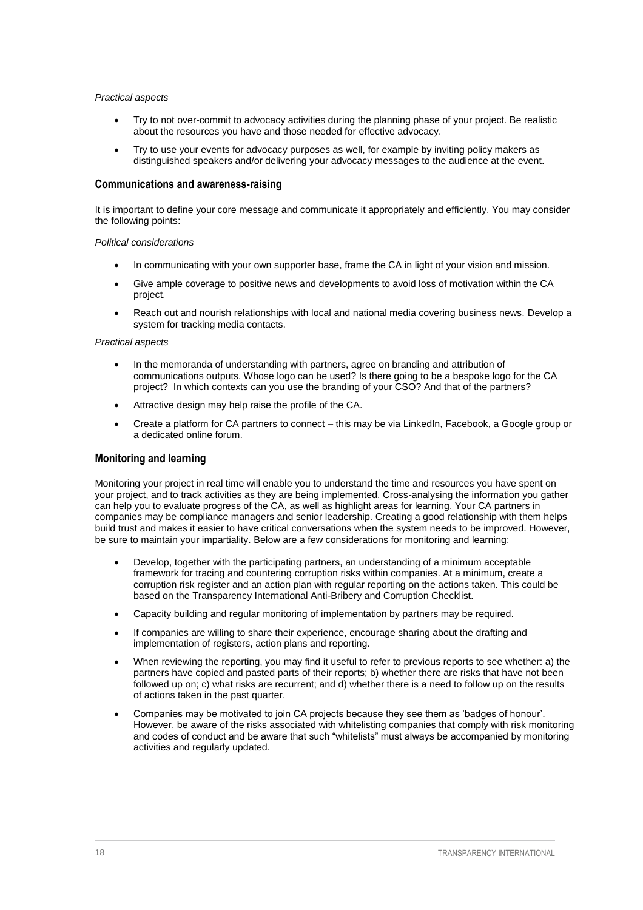*Practical aspects*

- Try to not over-commit to advocacy activities during the planning phase of your project. Be realistic about the resources you have and those needed for effective advocacy.
- Try to use your events for advocacy purposes as well, for example by inviting policy makers as distinguished speakers and/or delivering your advocacy messages to the audience at the event.

### Communications and awareness-raising

It is important to define your core message and communicate it appropriately and efficiently. You may consider the following points:

*Political considerations*

- In communicating with your own supporter base, frame the CA in light of your vision and mission.
- Give ample coverage to positive news and developments to avoid loss of motivation within the CA project.
- Reach out and nourish relationships with local and national media covering business news. Develop a system for tracking media contacts.

*Practical aspects*

- In the memoranda of understanding with partners, agree on branding and attribution of communications outputs. Whose logo can be used? Is there going to be a bespoke logo for the CA project? In which contexts can you use the branding of your CSO? And that of the partners?
- Attractive design may help raise the profile of the CA.
- Create a platform for CA partners to connect – this may be via LinkedIn, Facebook, a Google group or a dedicated online forum.

### Monitoring and learning

Monitoring your project in real time will enable you to understand the time and resources you have spent on your project, and to track activities as they are being implemented. Cross-analysing the information you gather can help you to evaluate progress of the CA, as well as highlight areas for learning. Your CA partners in companies may be compliance managers and senior leadership. Creating a good relationship with them helps build trust and makes it easier to have critical conversations when the system needs to be improved. However, be sure to maintain your impartiality. Below are a few considerations for monitoring and learning:

- Develop, together with the participating partners, an understanding of a minimum acceptable framework for tracing and countering corruption risks within companies. At a minimum, create a corruption risk register and an action plan with regular reporting on the actions taken. This could be based on the Transparency International Anti-Bribery and Corruption Checklist.
- Capacity building and regular monitoring of implementation by partners may be required.
- If companies are willing to share their experience, encourage sharing about the drafting and implementation of registers, action plans and reporting.
- When reviewing the reporting, you may find it useful to refer to previous reports to see whether: a) the partners have copied and pasted parts of their reports; b) whether there are risks that have not been followed up on; c) what risks are recurrent; and d) whether there is a need to follow up on the results of actions taken in the past quarter.
- Companies may be motivated to join CA projects because they see them as 'badges of honour'. However, be aware of the risks associated with whitelisting companies that comply with risk monitoring and codes of conduct and be aware that such "whitelists" must always be accompanied by monitoring activities and regularly updated.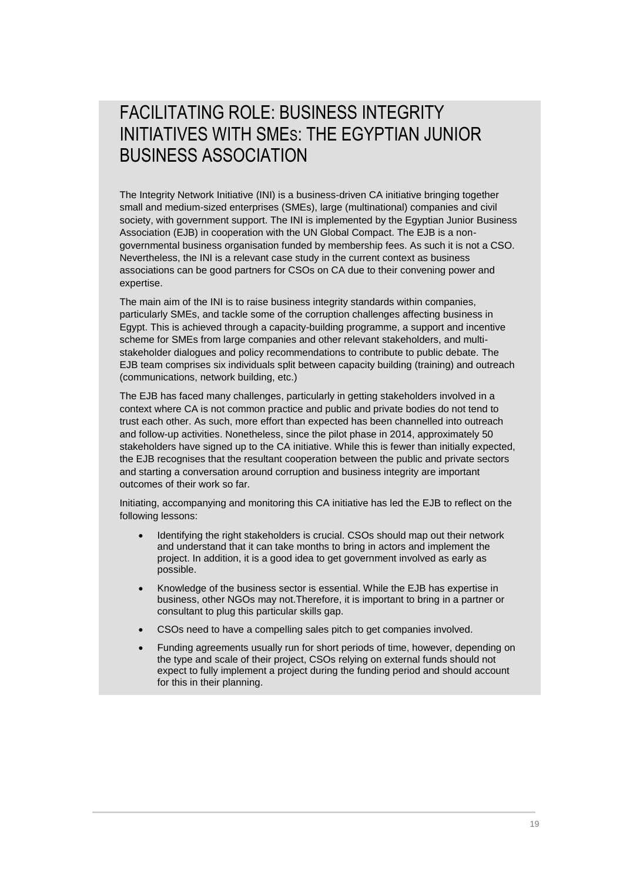# FACILITATING ROLE: BUSINESS INTEGRITY INITIATIVES WITH SMEs: THE EGYPTIAN JUNIOR BUSINESS ASSOCIATION

The Integrity Network Initiative (INI) is a business-driven CA initiative bringing together small and medium-sized enterprises (SMEs), large (multinational) companies and civil society, with government support. The INI is implemented by the Egyptian Junior Business Association (EJB) in cooperation with the UN Global Compact. The EJB is a non-governmental business organisation funded by membership fees. As such it is not a CSO. Nevertheless, the INI is a relevant case study in the current context as business associations can be good partners for CSOs on CA due to their convening power and expertise.

The main aim of the INI is to raise business integrity standards within companies, particularly SMEs, and tackle some of the corruption challenges affecting business in Egypt. This is achieved through a capacity-building programme, a support and incentive scheme for SMEs from large companies and other relevant stakeholders, and multi-stakeholder dialogues and policy recommendations to contribute to public debate. The EJB team comprises six individuals split between capacity building (training) and outreach (communications, network building, etc.)

The EJB has faced many challenges, particularly in getting stakeholders involved in a context where CA is not common practice and public and private bodies do not tend to trust each other. As such, more effort than expected has been channelled into outreach and follow-up activities. Nonetheless, since the pilot phase in 2014, approximately 50 stakeholders have signed up to the CA initiative. While this is fewer than initially expected, the EJB recognises that the resultant cooperation between the public and private sectors and starting a conversation around corruption and business integrity are important outcomes of their work so far.

Initiating, accompanying and monitoring this CA initiative has led the EJB to reflect on the following lessons:

- Identifying the right stakeholders is crucial. CSOs should map out their network and understand that it can take months to bring in actors and implement the project. In addition, it is a good idea to get government involved as early as possible.
- Knowledge of the business sector is essential. While the EJB has expertise in business, other NGOs may not.Therefore, it is important to bring in a partner or consultant to plug this particular skills gap.
- CSOs need to have a compelling sales pitch to get companies involved.
- Funding agreements usually run for short periods of time, however, depending on the type and scale of their project, CSOs relying on external funds should not expect to fully implement a project during the funding period and should account for this in their planning.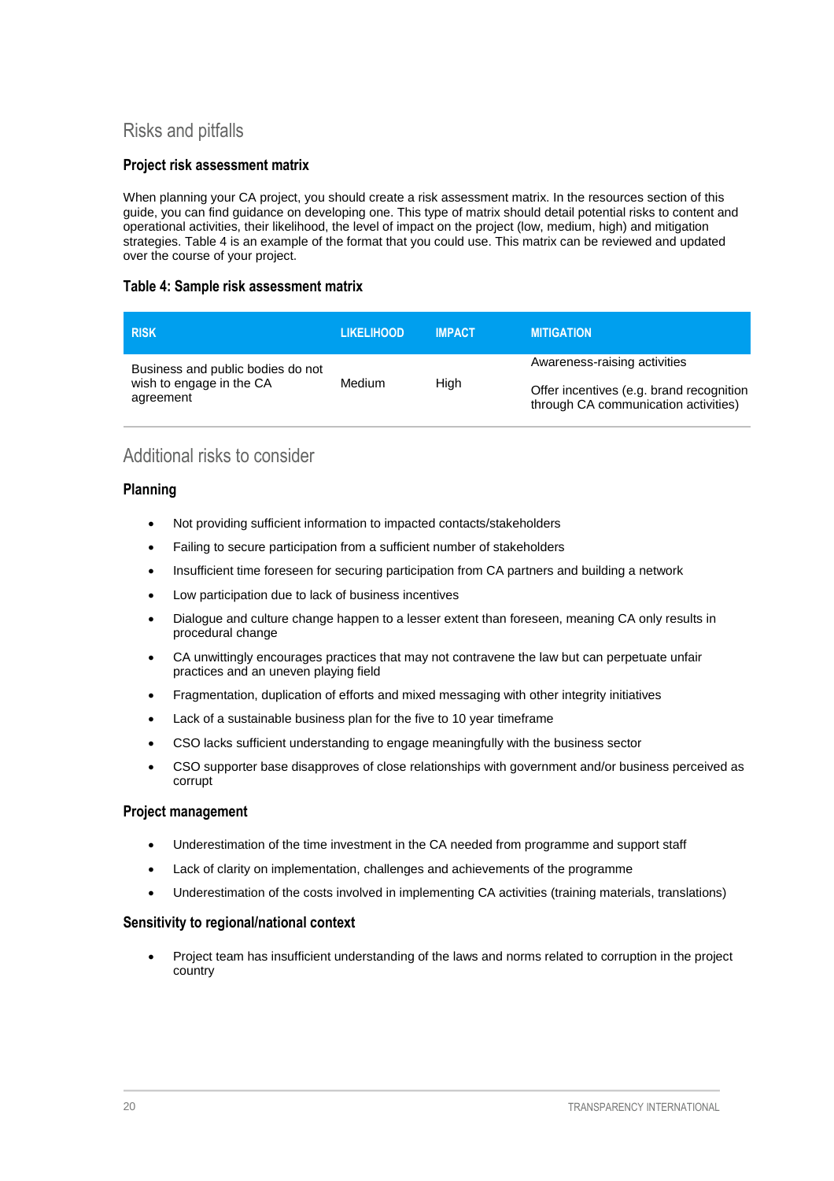## Risks and pitfalls

### Project risk assessment matrix

When planning your CA project, you should create a risk assessment matrix. In the resources section of this guide, you can find guidance on developing one. This type of matrix should detail potential risks to content and operational activities, their likelihood, the level of impact on the project (low, medium, high) and mitigation strategies. Table 4 is an example of the format that you could use. This matrix can be reviewed and updated over the course of your project.

**Table 4: Sample risk assessment matrix**

| RISK | LIKELIHOOD | IMPACT | MITIGATION |
|---|---|---|---|
| Business and public bodies do not wish to engage in the CA agreement | Medium | High | Awareness-raising activities<br><br>Offer incentives (e.g. brand recognition through CA communication activities) |

## Additional risks to consider

### Planning

- Not providing sufficient information to impacted contacts/stakeholders
- Failing to secure participation from a sufficient number of stakeholders
- Insufficient time foreseen for securing participation from CA partners and building a network
- Low participation due to lack of business incentives
- Dialogue and culture change happen to a lesser extent than foreseen, meaning CA only results in procedural change
- CA unwittingly encourages practices that may not contravene the law but can perpetuate unfair practices and an uneven playing field
- Fragmentation, duplication of efforts and mixed messaging with other integrity initiatives
- Lack of a sustainable business plan for the five to 10 year timeframe
- CSO lacks sufficient understanding to engage meaningfully with the business sector
- CSO supporter base disapproves of close relationships with government and/or business perceived as corrupt

### Project management

- Underestimation of the time investment in the CA needed from programme and support staff
- Lack of clarity on implementation, challenges and achievements of the programme
- Underestimation of the costs involved in implementing CA activities (training materials, translations)

### Sensitivity to regional/national context

- Project team has insufficient understanding of the laws and norms related to corruption in the project country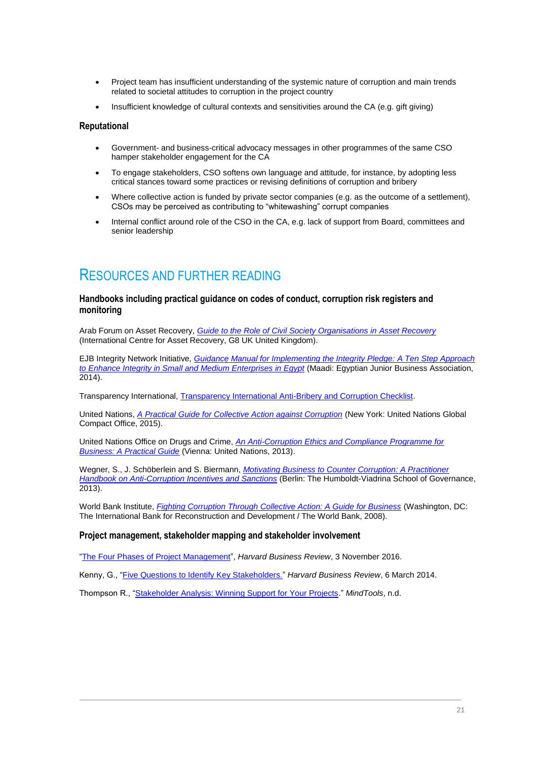- Project team has insufficient understanding of the systemic nature of corruption and main trends related to societal attitudes to corruption in the project country
- Insufficient knowledge of cultural contexts and sensitivities around the CA (e.g. gift giving)

### Reputational

- Government- and business-critical advocacy messages in other programmes of the same CSO hamper stakeholder engagement for the CA
- To engage stakeholders, CSO softens own language and attitude, for instance, by adopting less critical stances toward some practices or revising definitions of corruption and bribery
- Where collective action is funded by private sector companies (e.g. as the outcome of a settlement), CSOs may be perceived as contributing to "whitewashing" corrupt companies
- Internal conflict around role of the CSO in the CA, e.g. lack of support from Board, committees and senior leadership

## Resources and Further Reading

### Handbooks including practical guidance on codes of conduct, corruption risk registers and monitoring

Arab Forum on Asset Recovery, *Guide to the Role of Civil Society Organisations in Asset Recovery* (International Centre for Asset Recovery, G8 UK United Kingdom).

EJB Integrity Network Initiative, *Guidance Manual for Implementing the Integrity Pledge: A Ten Step Approach to Enhance Integrity in Small and Medium Enterprises in Egypt* (Maadi: Egyptian Junior Business Association, 2014).

Transparency International, Transparency International Anti-Bribery and Corruption Checklist.

United Nations, *A Practical Guide for Collective Action against Corruption* (New York: United Nations Global Compact Office, 2015).

United Nations Office on Drugs and Crime, *An Anti-Corruption Ethics and Compliance Programme for Business: A Practical Guide* (Vienna: United Nations, 2013).

Wegner, S., J. Schöberlein and S. Biermann, *Motivating Business to Counter Corruption: A Practitioner Handbook on Anti-Corruption Incentives and Sanctions* (Berlin: The Humboldt-Viadrina School of Governance, 2013).

World Bank Institute, *Fighting Corruption Through Collective Action: A Guide for Business* (Washington, DC: The International Bank for Reconstruction and Development / The World Bank, 2008).

### Project management, stakeholder mapping and stakeholder involvement

"The Four Phases of Project Management", *Harvard Business Review*, 3 November 2016.

Kenny, G., "Five Questions to Identify Key Stakeholders." *Harvard Business Review*, 6 March 2014.

Thompson R., "Stakeholder Analysis: Winning Support for Your Projects." *MindTools*, n.d.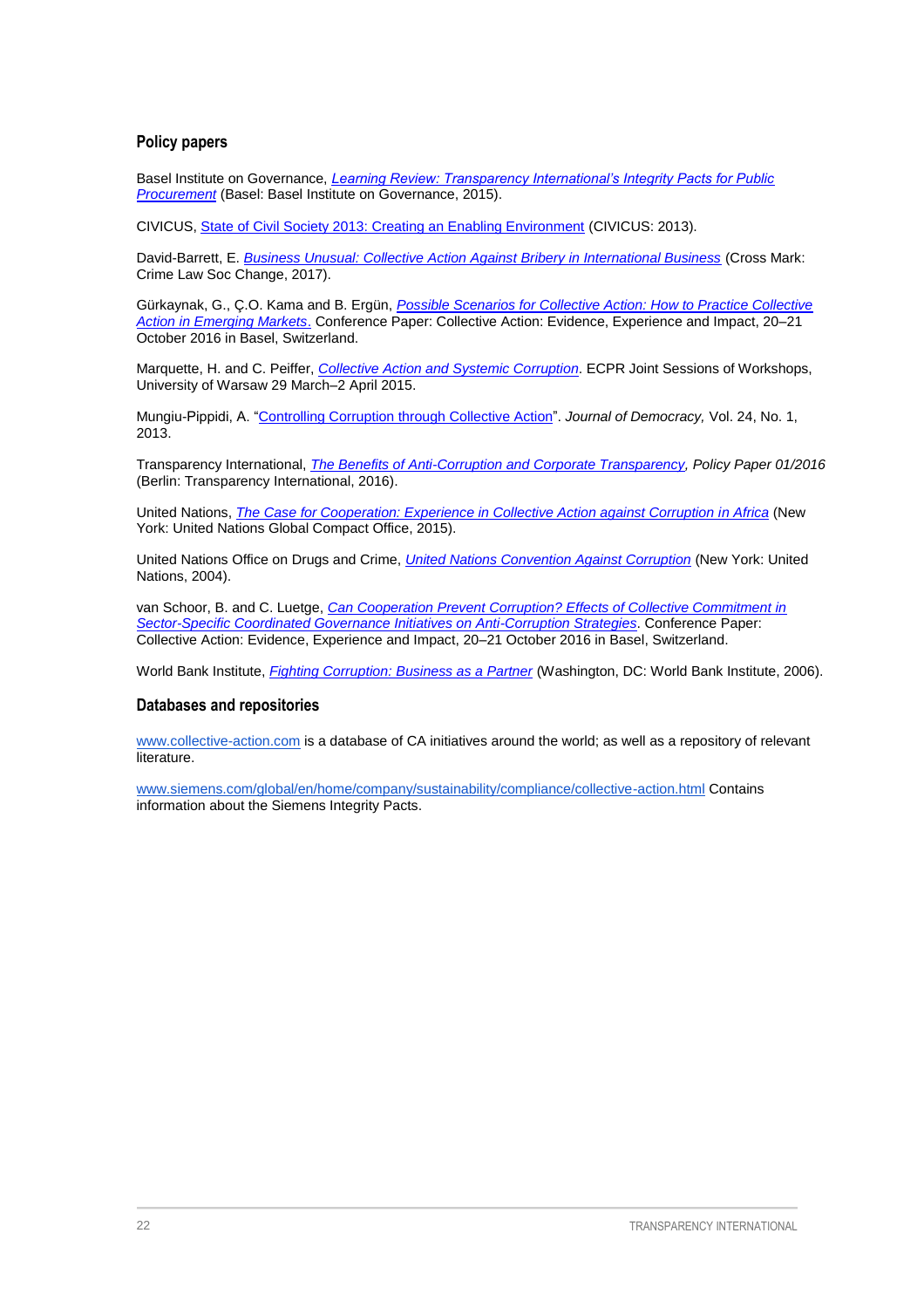### Policy papers

Basel Institute on Governance, *Learning Review: Transparency International's Integrity Pacts for Public Procurement* (Basel: Basel Institute on Governance, 2015).

CIVICUS, State of Civil Society 2013: Creating an Enabling Environment (CIVICUS: 2013).

David-Barrett, E. *Business Unusual: Collective Action Against Bribery in International Business* (Cross Mark: Crime Law Soc Change, 2017).

Gürkaynak, G., Ç.O. Kama and B. Ergün, *Possible Scenarios for Collective Action: How to Practice Collective Action in Emerging Markets*. Conference Paper: Collective Action: Evidence, Experience and Impact, 20–21 October 2016 in Basel, Switzerland.

Marquette, H. and C. Peiffer, *Collective Action and Systemic Corruption*. ECPR Joint Sessions of Workshops, University of Warsaw 29 March–2 April 2015.

Mungiu-Pippidi, A. "Controlling Corruption through Collective Action". *Journal of Democracy,* Vol. 24, No. 1, 2013.

Transparency International, *The Benefits of Anti-Corruption and Corporate Transparency, Policy Paper 01/2016* (Berlin: Transparency International, 2016).

United Nations, *The Case for Cooperation: Experience in Collective Action against Corruption in Africa* (New York: United Nations Global Compact Office, 2015).

United Nations Office on Drugs and Crime, *United Nations Convention Against Corruption* (New York: United Nations, 2004).

van Schoor, B. and C. Luetge, *Can Cooperation Prevent Corruption? Effects of Collective Commitment in Sector-Specific Coordinated Governance Initiatives on Anti-Corruption Strategies*. Conference Paper: Collective Action: Evidence, Experience and Impact, 20–21 October 2016 in Basel, Switzerland.

World Bank Institute, *Fighting Corruption: Business as a Partner* (Washington, DC: World Bank Institute, 2006).

### Databases and repositories

www.collective-action.com is a database of CA initiatives around the world; as well as a repository of relevant literature.

www.siemens.com/global/en/home/company/sustainability/compliance/collective-action.html Contains information about the Siemens Integrity Pacts.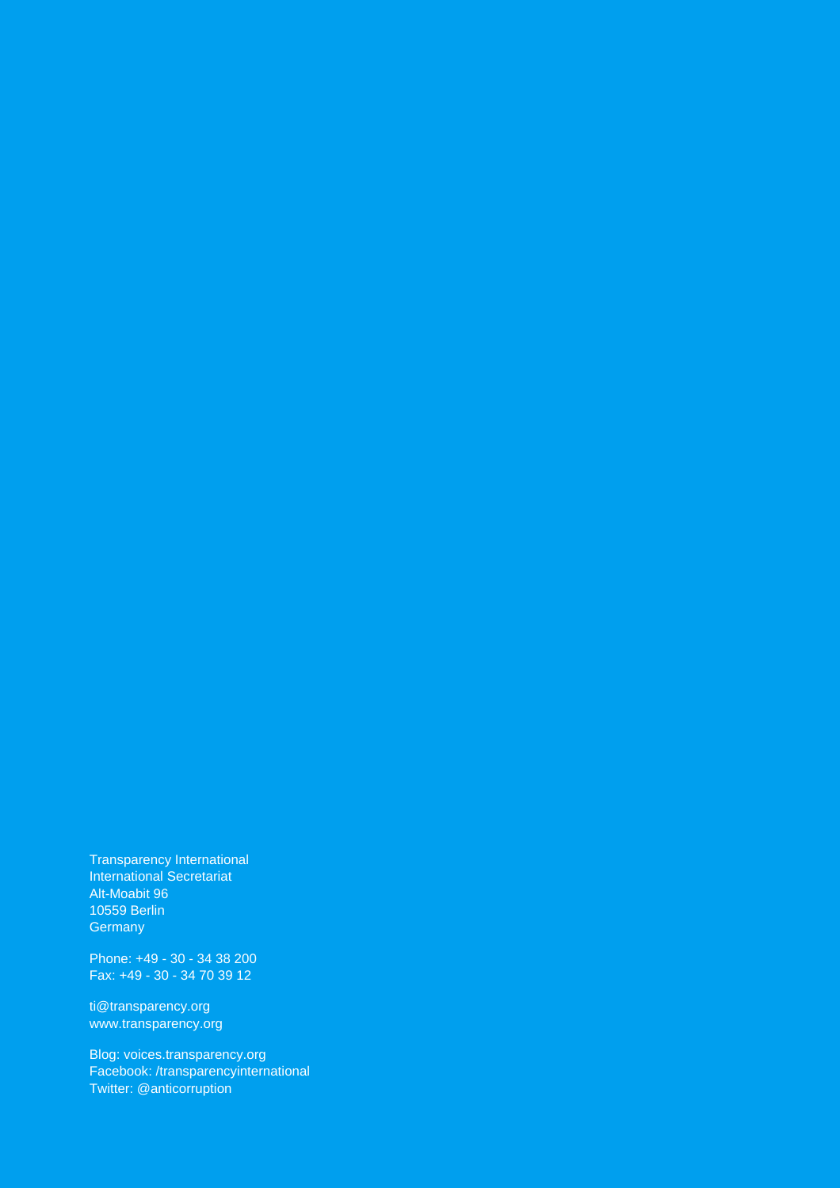Transparency International
International Secretariat
Alt-Moabit 96
10559 Berlin
Germany

Phone: +49 - 30 - 34 38 200
Fax: +49 - 30 - 34 70 39 12

ti@transparency.org
www.transparency.org

Blog: voices.transparency.org
Facebook: /transparencyinternational
Twitter: @anticorruption